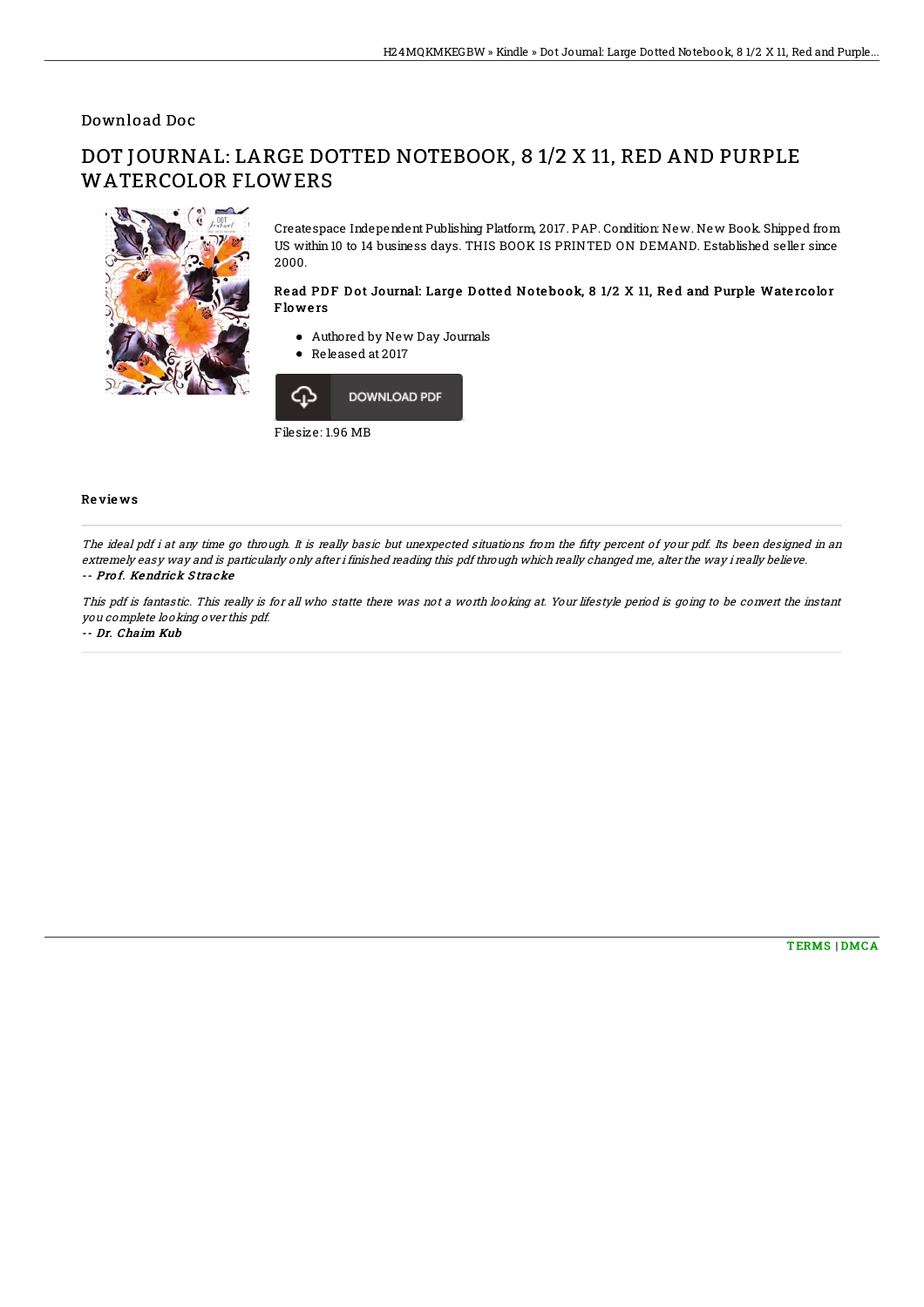Download Doc

# DOT JOURNAL: LARGE DOTTED NOTEBOOK, 8 1/2 X 11, RED AND PURPLE WATERCOLOR FLOWERS

Createspace Independent Publishing Platform, 2017. PAP. Condition: New. New Book. Shipped from US within 10 to 14 business days. THIS BOOK IS PRINTED ON DEMAND. Established seller since 2000.

### Read PDF Dot Journal: Large Dotted Notebook, 8 1/2 X 11, Red and Purple Watercolor Flowers

- Authored by New Day Journals
- Released at 2017

DOWNLOAD PDF

Filesize: 1.96 MB

### Reviews

*The ideal pdf i at any time go through. It is really basic but unexpected situations from the fifty percent of your pdf. Its been designed in an extremely easy way and is particularly only after i finished reading this pdf through which really changed me, alter the way i really believe.*

*-- Prof. Kendrick Stracke*

*This pdf is fantastic. This really is for all who statte there was not a worth looking at. Your lifestyle period is going to be convert the instant you complete looking over this pdf.*

*-- Dr. Chaim Kub*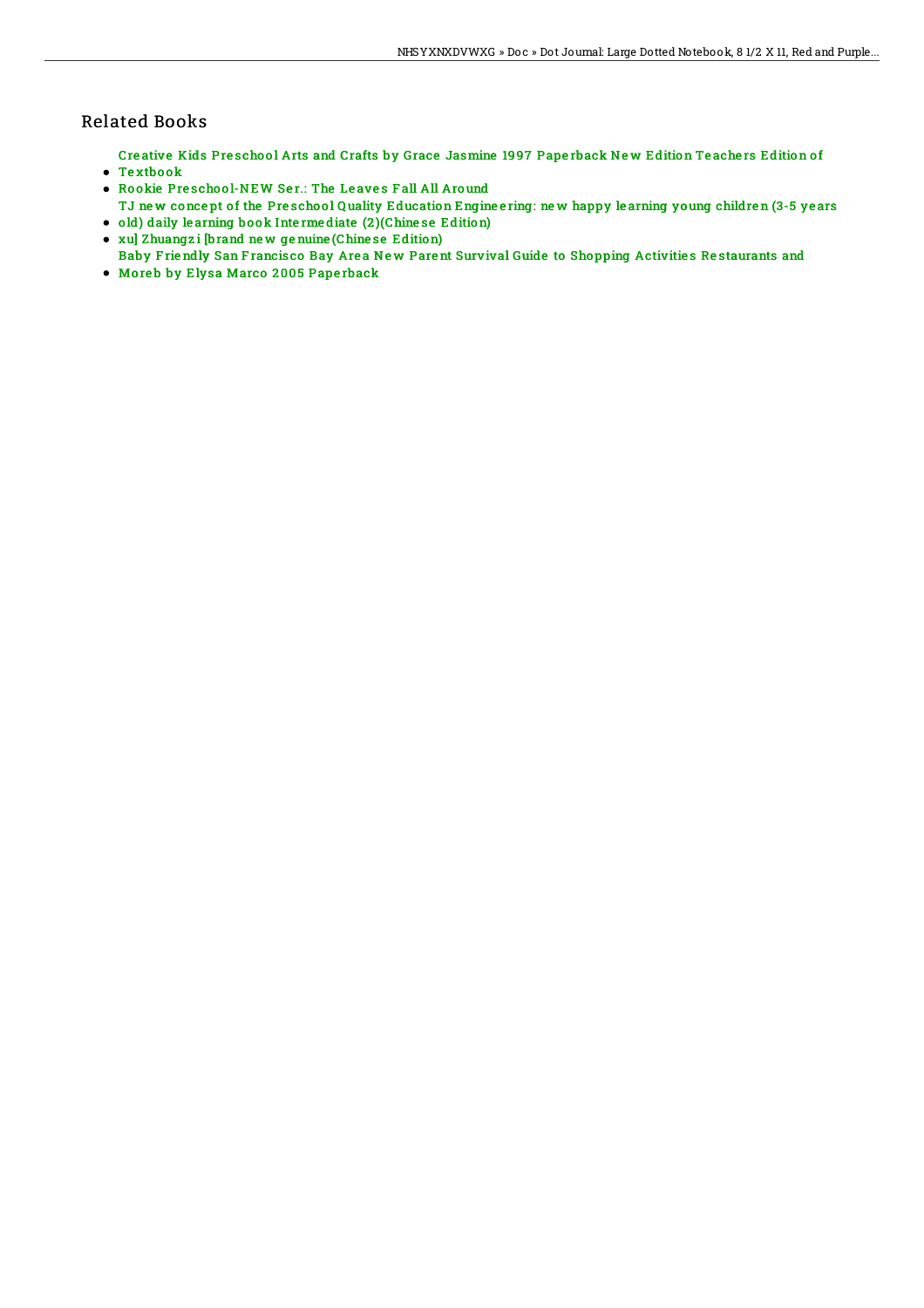## Related Books

- Creative Kids Preschool Arts and Crafts by Grace Jasmine 1997 Paperback New Edition Teachers Edition of Textbook
- Rookie Preschool-NEW Ser.: The Leaves Fall All Around
- TJ new concept of the Preschool Quality Education Engineering: new happy learning young children (3-5 years old) daily learning book Intermediate (2)(Chinese Edition)
- xu] Zhuangzi [brand new genuine(Chinese Edition)
- Baby Friendly San Francisco Bay Area New Parent Survival Guide to Shopping Activities Restaurants and Moreb by Elysa Marco 2005 Paperback